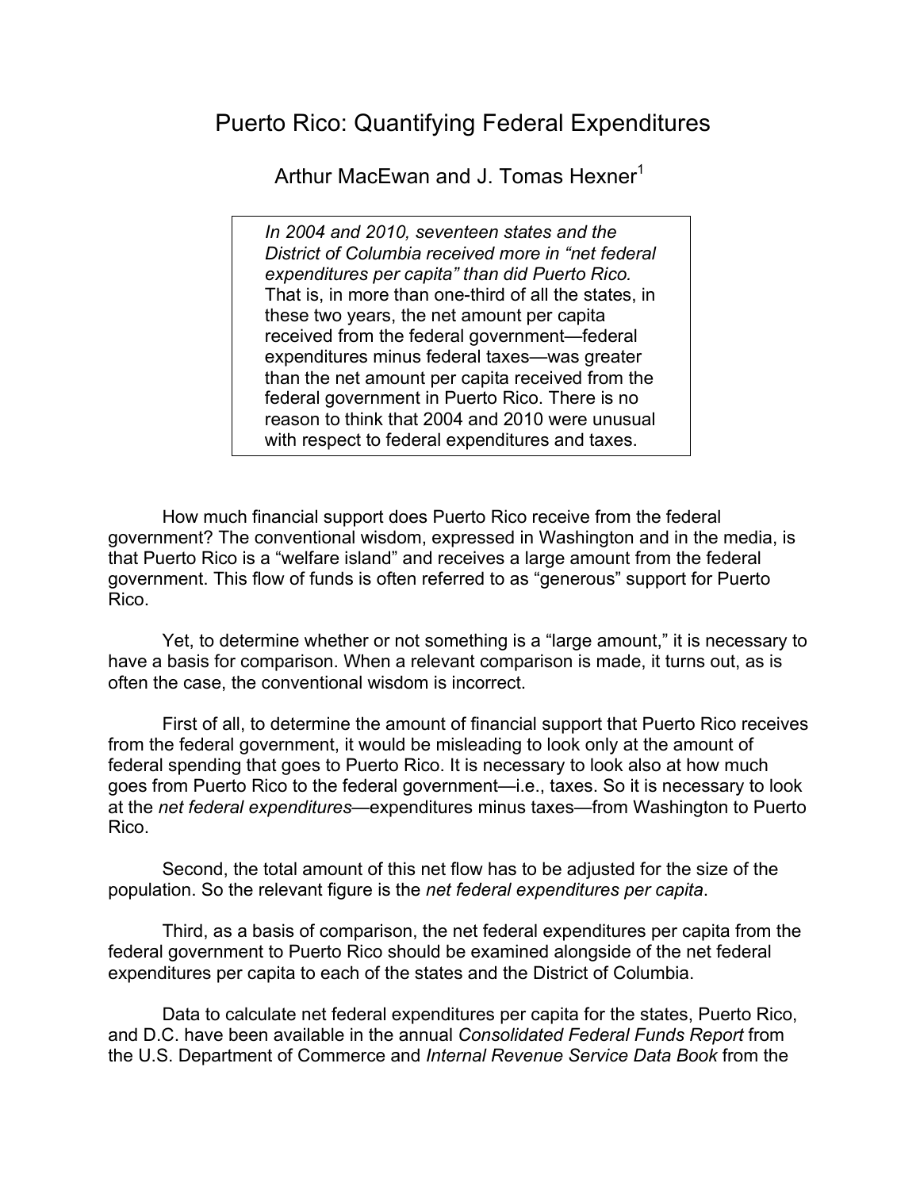# Puerto Rico: Quantifying Federal Expenditures

Arthur MacEwan and J. Tomas Hexner[1]

> *In 2004 and 2010, seventeen states and the District of Columbia received more in "net federal expenditures per capita" than did Puerto Rico.* That is, in more than one-third of all the states, in these two years, the net amount per capita received from the federal government—federal expenditures minus federal taxes—was greater than the net amount per capita received from the federal government in Puerto Rico. There is no reason to think that 2004 and 2010 were unusual with respect to federal expenditures and taxes.

How much financial support does Puerto Rico receive from the federal government? The conventional wisdom, expressed in Washington and in the media, is that Puerto Rico is a "welfare island" and receives a large amount from the federal government. This flow of funds is often referred to as "generous" support for Puerto Rico.

Yet, to determine whether or not something is a "large amount," it is necessary to have a basis for comparison. When a relevant comparison is made, it turns out, as is often the case, the conventional wisdom is incorrect.

First of all, to determine the amount of financial support that Puerto Rico receives from the federal government, it would be misleading to look only at the amount of federal spending that goes to Puerto Rico. It is necessary to look also at how much goes from Puerto Rico to the federal government—i.e., taxes. So it is necessary to look at the *net federal expenditures*—expenditures minus taxes—from Washington to Puerto Rico.

Second, the total amount of this net flow has to be adjusted for the size of the population. So the relevant figure is the *net federal expenditures per capita*.

Third, as a basis of comparison, the net federal expenditures per capita from the federal government to Puerto Rico should be examined alongside of the net federal expenditures per capita to each of the states and the District of Columbia.

Data to calculate net federal expenditures per capita for the states, Puerto Rico, and D.C. have been available in the annual *Consolidated Federal Funds Report* from the U.S. Department of Commerce and *Internal Revenue Service Data Book* from the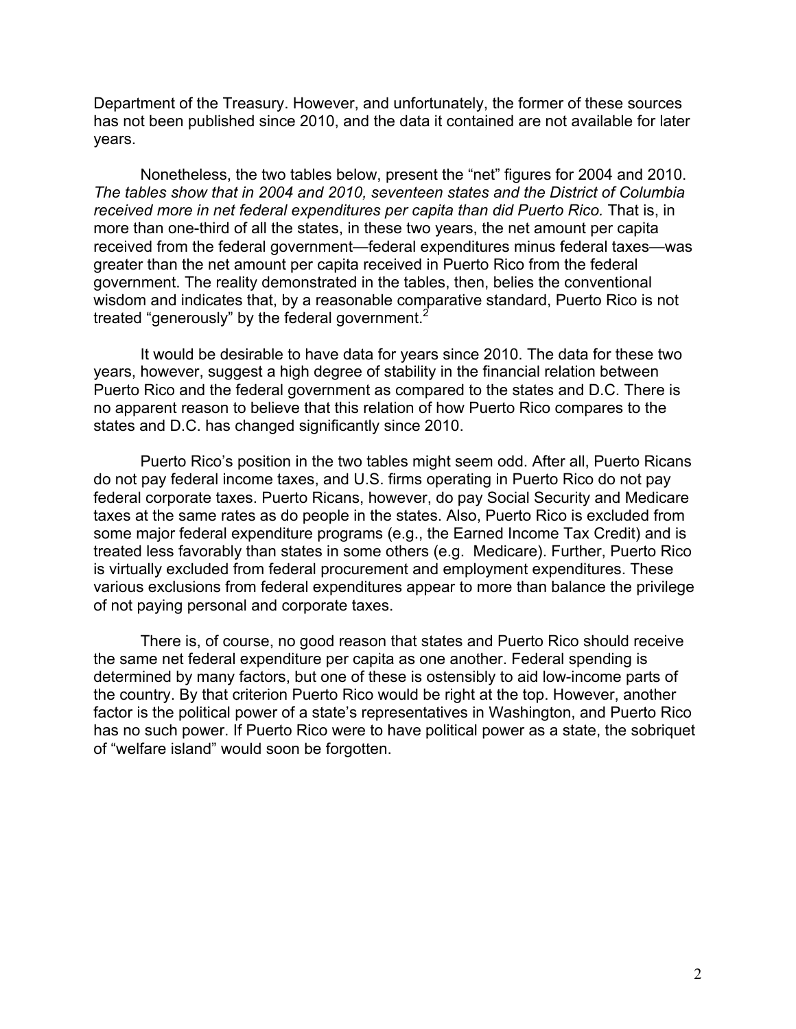Department of the Treasury. However, and unfortunately, the former of these sources has not been published since 2010, and the data it contained are not available for later years.

Nonetheless, the two tables below, present the "net" figures for 2004 and 2010. *The tables show that in 2004 and 2010, seventeen states and the District of Columbia received more in net federal expenditures per capita than did Puerto Rico.* That is, in more than one-third of all the states, in these two years, the net amount per capita received from the federal government—federal expenditures minus federal taxes—was greater than the net amount per capita received in Puerto Rico from the federal government. The reality demonstrated in the tables, then, belies the conventional wisdom and indicates that, by a reasonable comparative standard, Puerto Rico is not treated "generously" by the federal government.[2]

It would be desirable to have data for years since 2010. The data for these two years, however, suggest a high degree of stability in the financial relation between Puerto Rico and the federal government as compared to the states and D.C. There is no apparent reason to believe that this relation of how Puerto Rico compares to the states and D.C. has changed significantly since 2010.

Puerto Rico's position in the two tables might seem odd. After all, Puerto Ricans do not pay federal income taxes, and U.S. firms operating in Puerto Rico do not pay federal corporate taxes. Puerto Ricans, however, do pay Social Security and Medicare taxes at the same rates as do people in the states. Also, Puerto Rico is excluded from some major federal expenditure programs (e.g., the Earned Income Tax Credit) and is treated less favorably than states in some others (e.g. Medicare). Further, Puerto Rico is virtually excluded from federal procurement and employment expenditures. These various exclusions from federal expenditures appear to more than balance the privilege of not paying personal and corporate taxes.

There is, of course, no good reason that states and Puerto Rico should receive the same net federal expenditure per capita as one another. Federal spending is determined by many factors, but one of these is ostensibly to aid low-income parts of the country. By that criterion Puerto Rico would be right at the top. However, another factor is the political power of a state's representatives in Washington, and Puerto Rico has no such power. If Puerto Rico were to have political power as a state, the sobriquet of "welfare island" would soon be forgotten.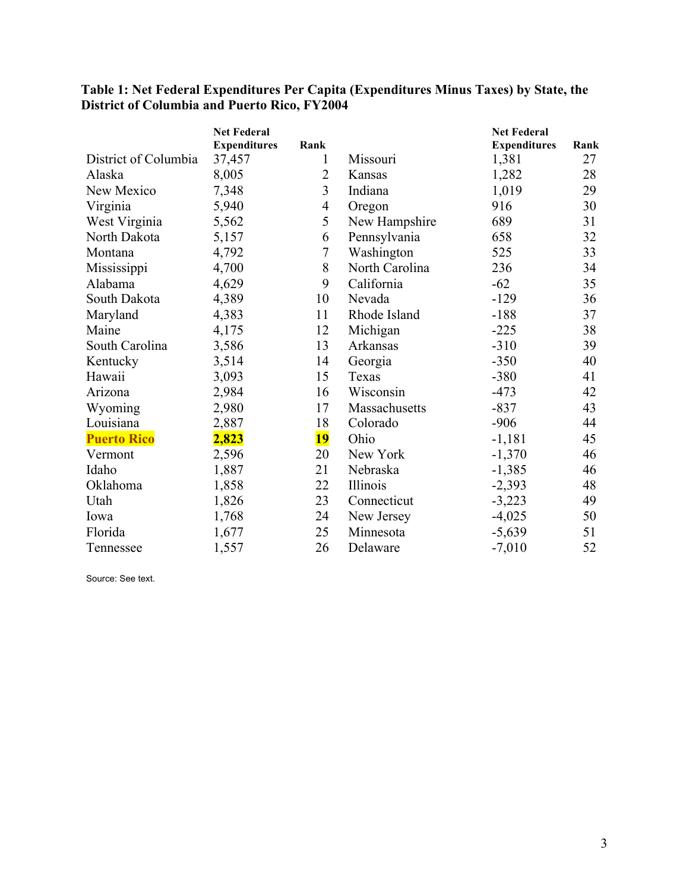**Table 1: Net Federal Expenditures Per Capita (Expenditures Minus Taxes) by State, the District of Columbia and Puerto Rico, FY2004**

| | Net Federal Expenditures | Rank | | Net Federal Expenditures | Rank |
|---|---|---|---|---|---|
| District of Columbia | 37,457 | 1 | Missouri | 1,381 | 27 |
| Alaska | 8,005 | 2 | Kansas | 1,282 | 28 |
| New Mexico | 7,348 | 3 | Indiana | 1,019 | 29 |
| Virginia | 5,940 | 4 | Oregon | 916 | 30 |
| West Virginia | 5,562 | 5 | New Hampshire | 689 | 31 |
| North Dakota | 5,157 | 6 | Pennsylvania | 658 | 32 |
| Montana | 4,792 | 7 | Washington | 525 | 33 |
| Mississippi | 4,700 | 8 | North Carolina | 236 | 34 |
| Alabama | 4,629 | 9 | California | -62 | 35 |
| South Dakota | 4,389 | 10 | Nevada | -129 | 36 |
| Maryland | 4,383 | 11 | Rhode Island | -188 | 37 |
| Maine | 4,175 | 12 | Michigan | -225 | 38 |
| South Carolina | 3,586 | 13 | Arkansas | -310 | 39 |
| Kentucky | 3,514 | 14 | Georgia | -350 | 40 |
| Hawaii | 3,093 | 15 | Texas | -380 | 41 |
| Arizona | 2,984 | 16 | Wisconsin | -473 | 42 |
| Wyoming | 2,980 | 17 | Massachusetts | -837 | 43 |
| Louisiana | 2,887 | 18 | Colorado | -906 | 44 |
| **Puerto Rico** | **2,823** | **19** | Ohio | -1,181 | 45 |
| Vermont | 2,596 | 20 | New York | -1,370 | 46 |
| Idaho | 1,887 | 21 | Nebraska | -1,385 | 46 |
| Oklahoma | 1,858 | 22 | Illinois | -2,393 | 48 |
| Utah | 1,826 | 23 | Connecticut | -3,223 | 49 |
| Iowa | 1,768 | 24 | New Jersey | -4,025 | 50 |
| Florida | 1,677 | 25 | Minnesota | -5,639 | 51 |
| Tennessee | 1,557 | 26 | Delaware | -7,010 | 52 |

Source: See text.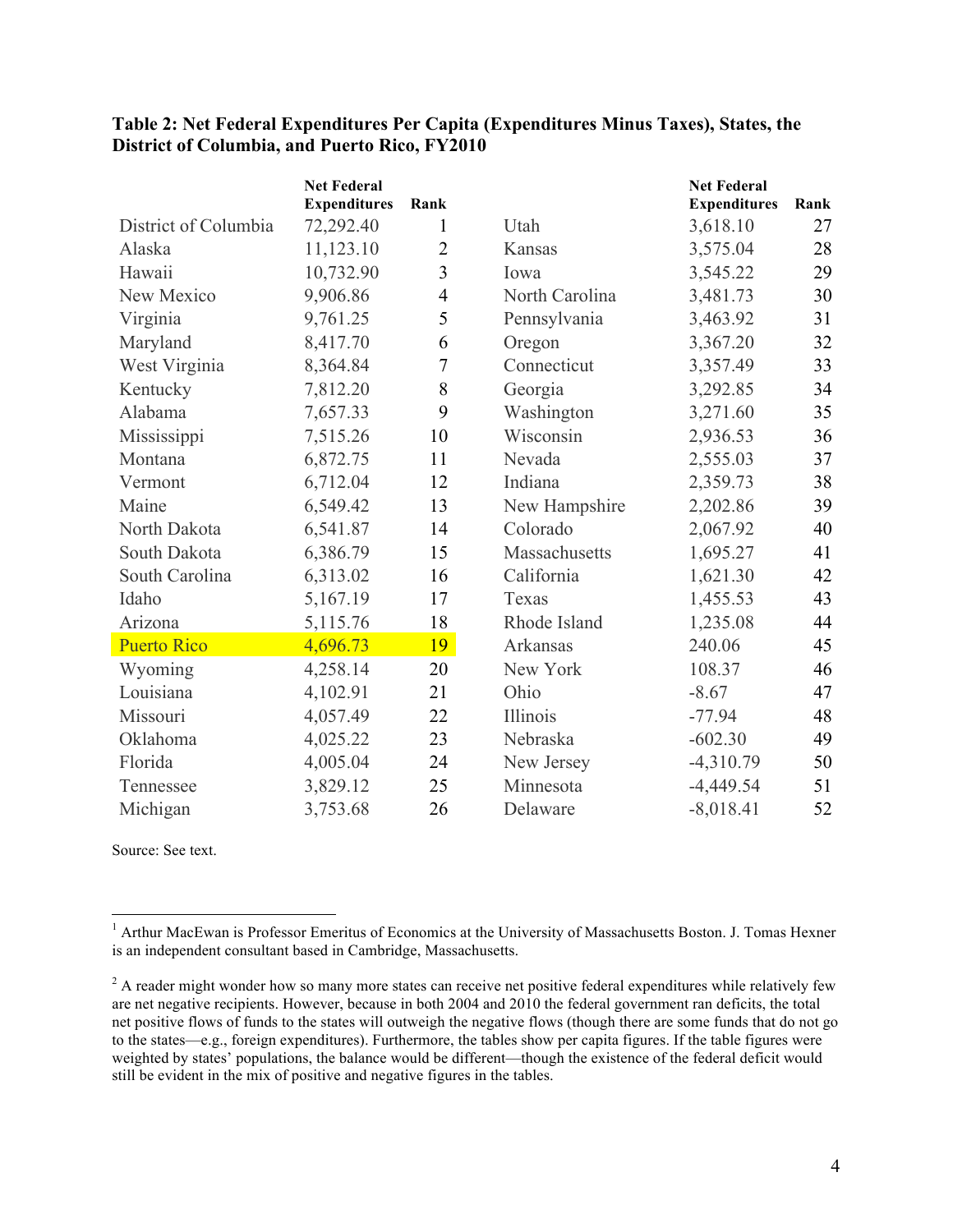**Table 2: Net Federal Expenditures Per Capita (Expenditures Minus Taxes), States, the District of Columbia, and Puerto Rico, FY2010**

| | Net Federal Expenditures | Rank | | Net Federal Expenditures | Rank |
|---|---|---|---|---|---|
| District of Columbia | 72,292.40 | 1 | Utah | 3,618.10 | 27 |
| Alaska | 11,123.10 | 2 | Kansas | 3,575.04 | 28 |
| Hawaii | 10,732.90 | 3 | Iowa | 3,545.22 | 29 |
| New Mexico | 9,906.86 | 4 | North Carolina | 3,481.73 | 30 |
| Virginia | 9,761.25 | 5 | Pennsylvania | 3,463.92 | 31 |
| Maryland | 8,417.70 | 6 | Oregon | 3,367.20 | 32 |
| West Virginia | 8,364.84 | 7 | Connecticut | 3,357.49 | 33 |
| Kentucky | 7,812.20 | 8 | Georgia | 3,292.85 | 34 |
| Alabama | 7,657.33 | 9 | Washington | 3,271.60 | 35 |
| Mississippi | 7,515.26 | 10 | Wisconsin | 2,936.53 | 36 |
| Montana | 6,872.75 | 11 | Nevada | 2,555.03 | 37 |
| Vermont | 6,712.04 | 12 | Indiana | 2,359.73 | 38 |
| Maine | 6,549.42 | 13 | New Hampshire | 2,202.86 | 39 |
| North Dakota | 6,541.87 | 14 | Colorado | 2,067.92 | 40 |
| South Dakota | 6,386.79 | 15 | Massachusetts | 1,695.27 | 41 |
| South Carolina | 6,313.02 | 16 | California | 1,621.30 | 42 |
| Idaho | 5,167.19 | 17 | Texas | 1,455.53 | 43 |
| Arizona | 5,115.76 | 18 | Rhode Island | 1,235.08 | 44 |
| Puerto Rico | 4,696.73 | 19 | Arkansas | 240.06 | 45 |
| Wyoming | 4,258.14 | 20 | New York | 108.37 | 46 |
| Louisiana | 4,102.91 | 21 | Ohio | -8.67 | 47 |
| Missouri | 4,057.49 | 22 | Illinois | -77.94 | 48 |
| Oklahoma | 4,025.22 | 23 | Nebraska | -602.30 | 49 |
| Florida | 4,005.04 | 24 | New Jersey | -4,310.79 | 50 |
| Tennessee | 3,829.12 | 25 | Minnesota | -4,449.54 | 51 |
| Michigan | 3,753.68 | 26 | Delaware | -8,018.41 | 52 |

Source: See text.

---

[1] Arthur MacEwan is Professor Emeritus of Economics at the University of Massachusetts Boston. J. Tomas Hexner is an independent consultant based in Cambridge, Massachusetts.

[2] A reader might wonder how so many more states can receive net positive federal expenditures while relatively few are net negative recipients. However, because in both 2004 and 2010 the federal government ran deficits, the total net positive flows of funds to the states will outweigh the negative flows (though there are some funds that do not go to the states—e.g., foreign expenditures). Furthermore, the tables show per capita figures. If the table figures were weighted by states' populations, the balance would be different—though the existence of the federal deficit would still be evident in the mix of positive and negative figures in the tables.